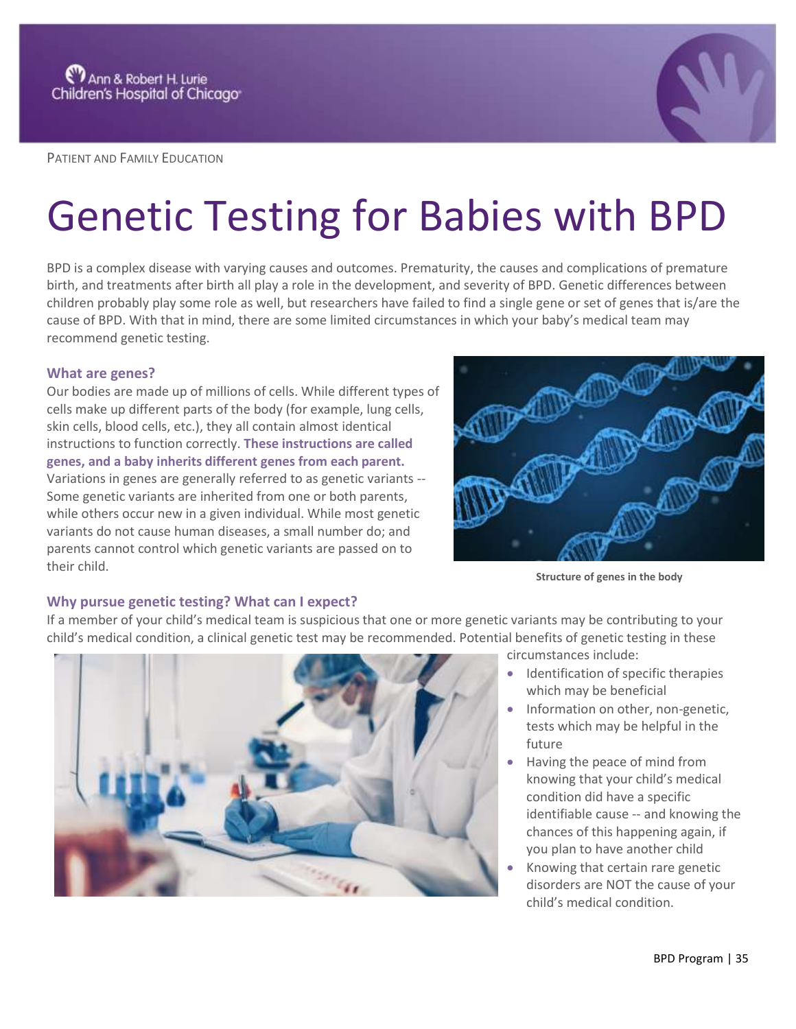PATIENT AND FAMILY EDUCATION

# Genetic Testing for Babies with BPD

BPD is a complex disease with varying causes and outcomes. Prematurity, the causes and complications of premature birth, and treatments after birth all play a role in the development, and severity of BPD. Genetic differences between children probably play some role as well, but researchers have failed to find a single gene or set of genes that is/are the cause of BPD. With that in mind, there are some limited circumstances in which your baby's medical team may recommend genetic testing.

### What are genes?

Our bodies are made up of millions of cells. While different types of cells make up different parts of the body (for example, lung cells, skin cells, blood cells, etc.), they all contain almost identical instructions to function correctly. **These instructions are called genes, and a baby inherits different genes from each parent.** Variations in genes are generally referred to as genetic variants -- Some genetic variants are inherited from one or both parents, while others occur new in a given individual. While most genetic variants do not cause human diseases, a small number do; and parents cannot control which genetic variants are passed on to their child.

**Structure of genes in the body**

### Why pursue genetic testing? What can I expect?

If a member of your child's medical team is suspicious that one or more genetic variants may be contributing to your child's medical condition, a clinical genetic test may be recommended. Potential benefits of genetic testing in these circumstances include:

- Identification of specific therapies which may be beneficial
- Information on other, non-genetic, tests which may be helpful in the future
- Having the peace of mind from knowing that your child's medical condition did have a specific identifiable cause -- and knowing the chances of this happening again, if you plan to have another child
- Knowing that certain rare genetic disorders are NOT the cause of your child's medical condition.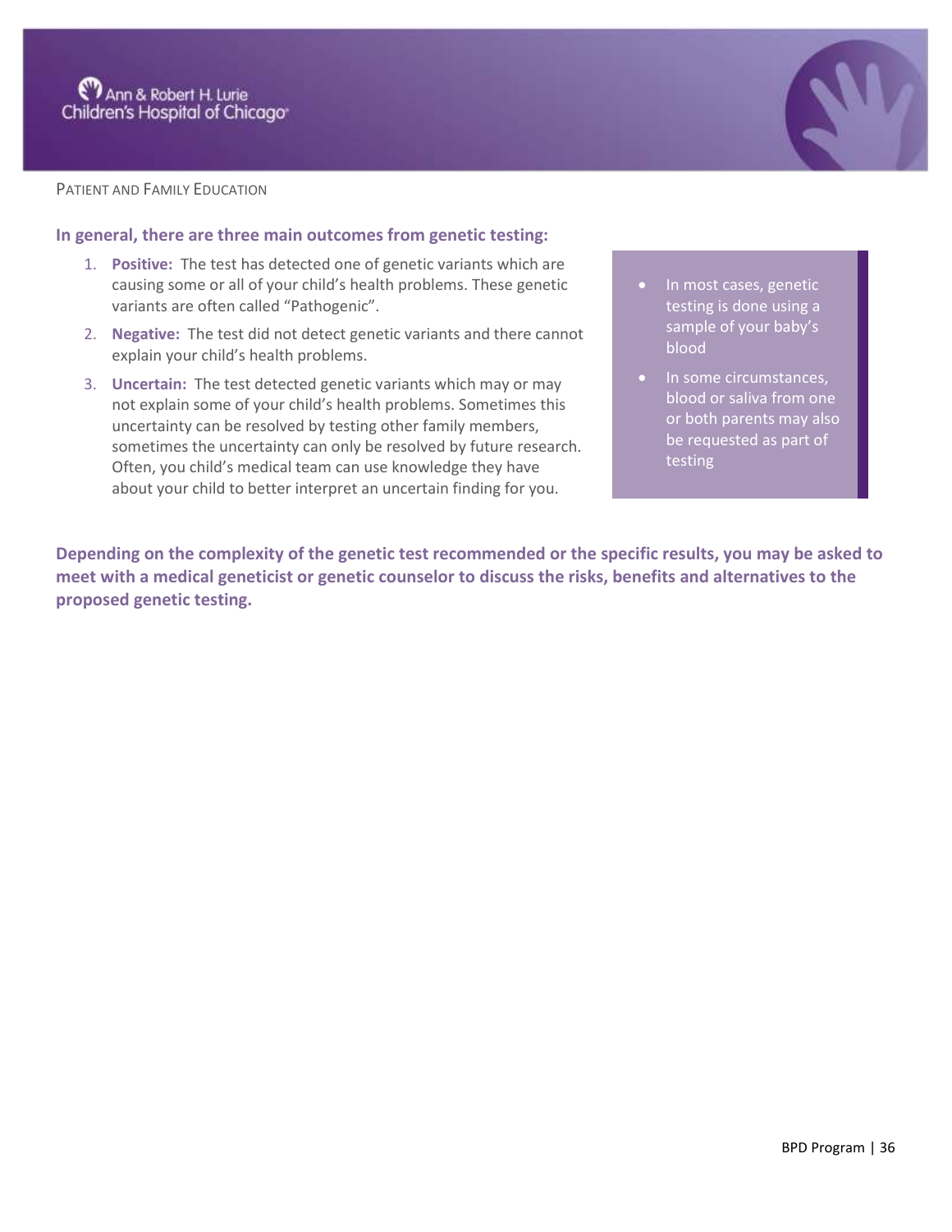### In general, there are three main outcomes from genetic testing:

1. **Positive:** The test has detected one of genetic variants which are causing some or all of your child's health problems. These genetic variants are often called "Pathogenic".
2. **Negative:** The test did not detect genetic variants and there cannot explain your child's health problems.
3. **Uncertain:** The test detected genetic variants which may or may not explain some of your child's health problems. Sometimes this uncertainty can be resolved by testing other family members, sometimes the uncertainty can only be resolved by future research. Often, you child's medical team can use knowledge they have about your child to better interpret an uncertain finding for you.

- In most cases, genetic testing is done using a sample of your baby's blood
- In some circumstances, blood or saliva from one or both parents may also be requested as part of testing

**Depending on the complexity of the genetic test recommended or the specific results, you may be asked to meet with a medical geneticist or genetic counselor to discuss the risks, benefits and alternatives to the proposed genetic testing.**